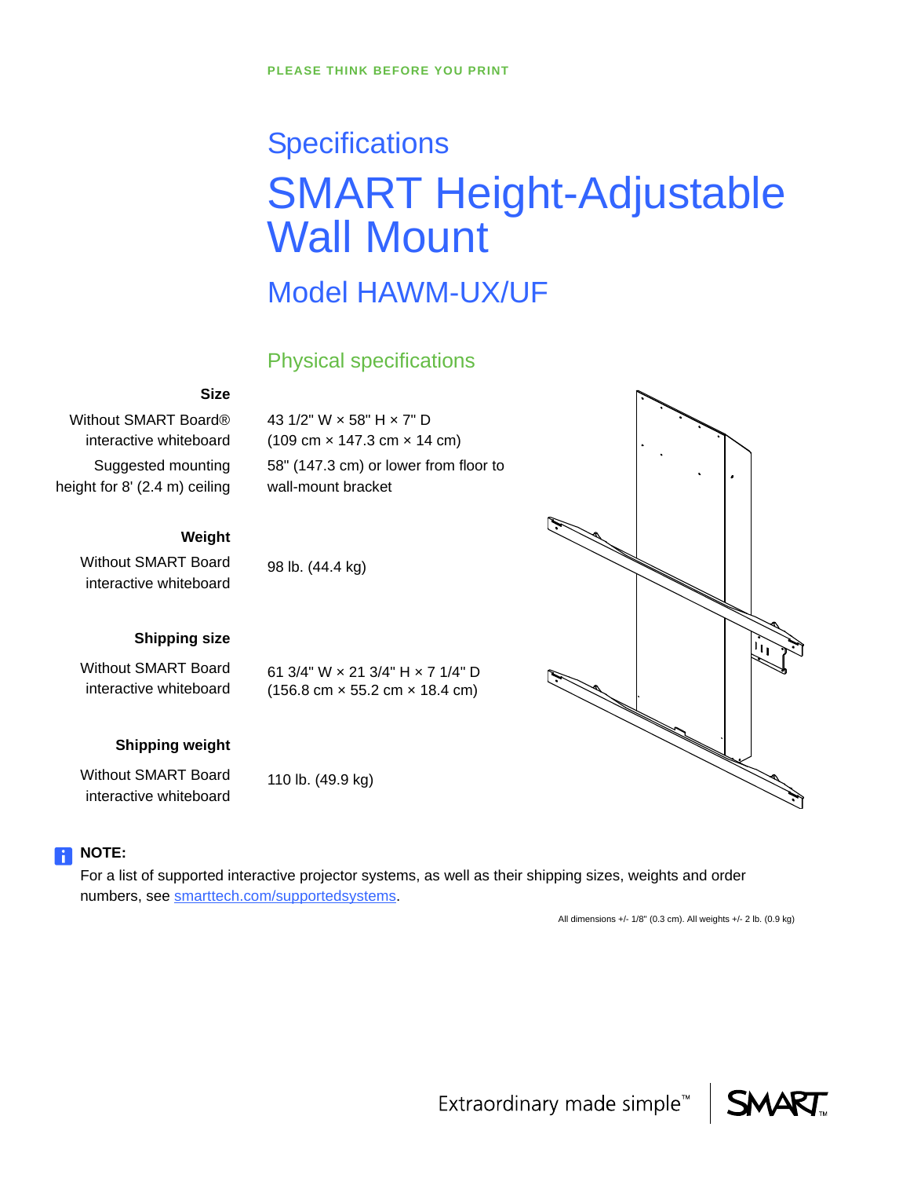PLEASE THINK BEFORE YOU PRINT

# Specifications

# SMART Height-Adjustable Wall Mount

## Model HAWM-UX/UF

### Physical specifications

| | |
|---|---|
| **Size** | |
| Without SMART Board® interactive whiteboard | 43 1/2" W × 58" H × 7" D (109 cm × 147.3 cm × 14 cm) |
| Suggested mounting height for 8' (2.4 m) ceiling | 58" (147.3 cm) or lower from floor to wall-mount bracket |
| **Weight** | |
| Without SMART Board interactive whiteboard | 98 lb. (44.4 kg) |
| **Shipping size** | |
| Without SMART Board interactive whiteboard | 61 3/4" W × 21 3/4" H × 7 1/4" D (156.8 cm × 55.2 cm × 18.4 cm) |
| **Shipping weight** | |
| Without SMART Board interactive whiteboard | 110 lb. (49.9 kg) |

**NOTE:**
For a list of supported interactive projector systems, as well as their shipping sizes, weights and order numbers, see smarttech.com/supportedsystems.

All dimensions +/- 1/8" (0.3 cm). All weights +/- 2 lb. (0.9 kg)

Extraordinary made simple™ SMART™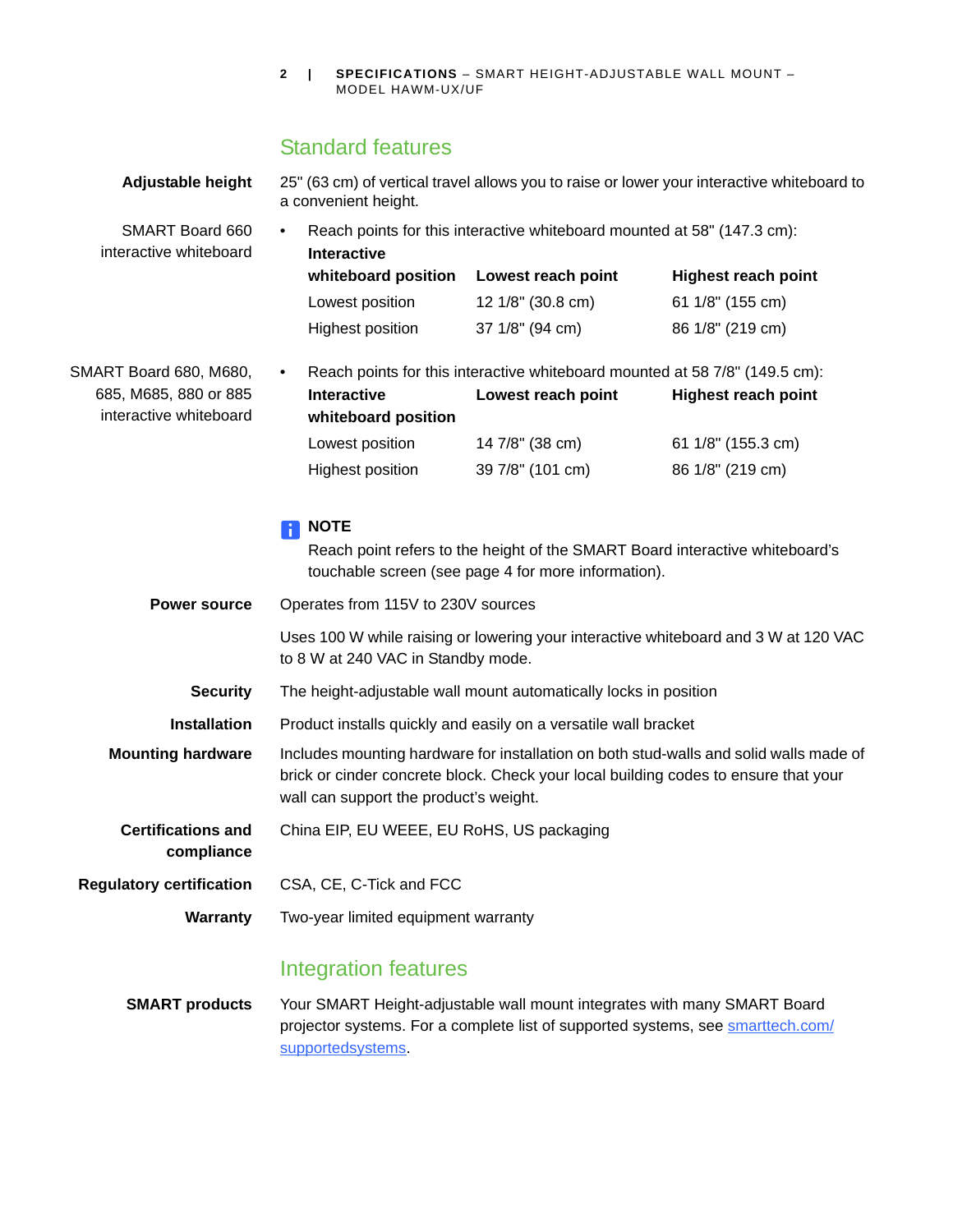## Standard features

**Adjustable height**

25" (63 cm) of vertical travel allows you to raise or lower your interactive whiteboard to a convenient height.

SMART Board 660 interactive whiteboard

- Reach points for this interactive whiteboard mounted at 58" (147.3 cm):

| Interactive whiteboard position | Lowest reach point | Highest reach point |
| --- | --- | --- |
| Lowest position | 12 1/8" (30.8 cm) | 61 1/8" (155 cm) |
| Highest position | 37 1/8" (94 cm) | 86 1/8" (219 cm) |

SMART Board 680, M680, 685, M685, 880 or 885 interactive whiteboard

- Reach points for this interactive whiteboard mounted at 58 7/8" (149.5 cm):

| Interactive whiteboard position | Lowest reach point | Highest reach point |
| --- | --- | --- |
| Lowest position | 14 7/8" (38 cm) | 61 1/8" (155.3 cm) |
| Highest position | 39 7/8" (101 cm) | 86 1/8" (219 cm) |

**NOTE**

Reach point refers to the height of the SMART Board interactive whiteboard's touchable screen (see page 4 for more information).

**Power source**

Operates from 115V to 230V sources

Uses 100 W while raising or lowering your interactive whiteboard and 3 W at 120 VAC to 8 W at 240 VAC in Standby mode.

**Security**

The height-adjustable wall mount automatically locks in position

**Installation**

Product installs quickly and easily on a versatile wall bracket

**Mounting hardware**

Includes mounting hardware for installation on both stud-walls and solid walls made of brick or cinder concrete block. Check your local building codes to ensure that your wall can support the product's weight.

**Certifications and compliance**

China EIP, EU WEEE, EU RoHS, US packaging

**Regulatory certification**

CSA, CE, C-Tick and FCC

**Warranty**

Two-year limited equipment warranty

## Integration features

**SMART products**

Your SMART Height-adjustable wall mount integrates with many SMART Board projector systems. For a complete list of supported systems, see smarttech.com/supportedsystems.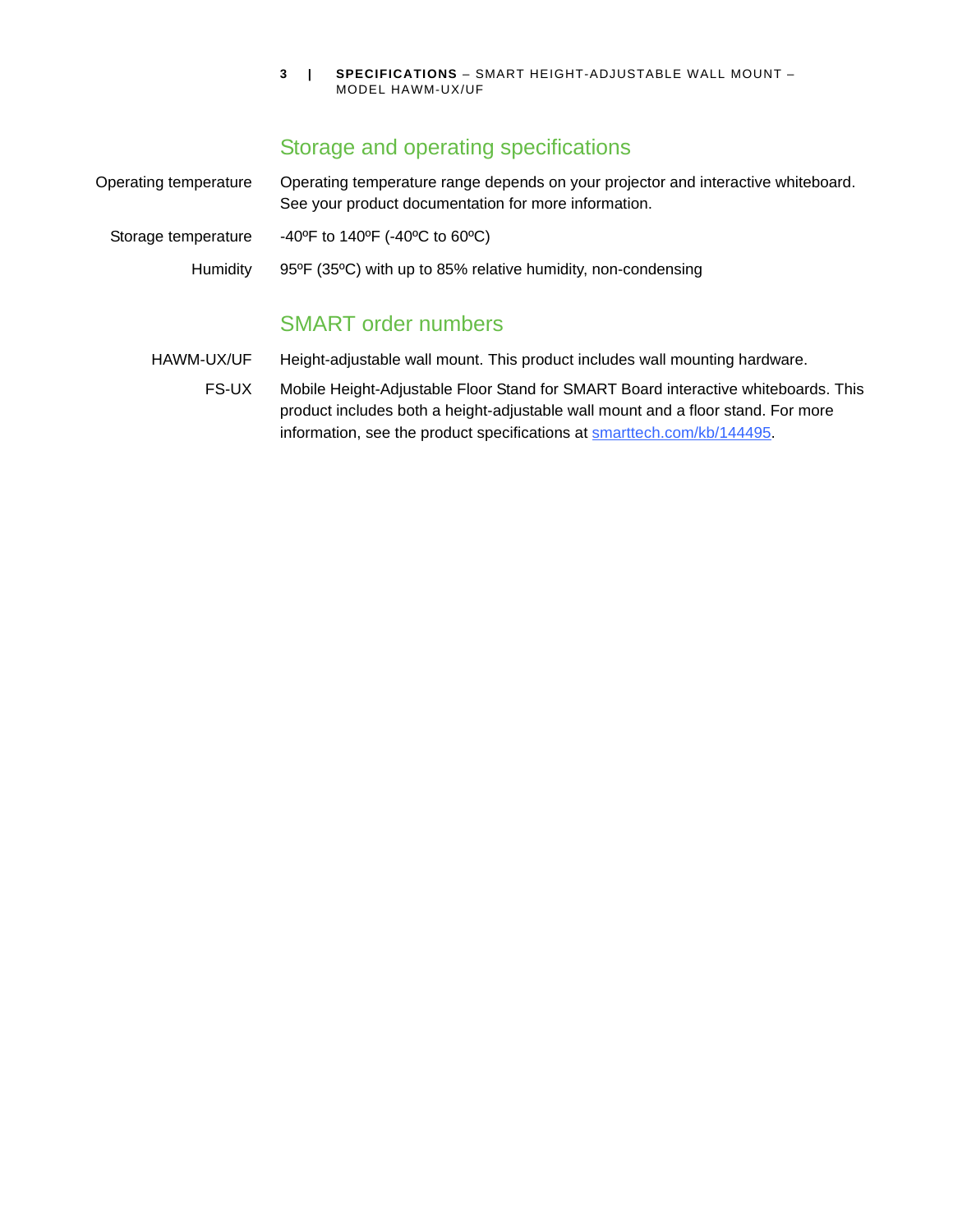## Storage and operating specifications

| | |
|---|---|
| Operating temperature | Operating temperature range depends on your projector and interactive whiteboard. See your product documentation for more information. |
| Storage temperature | -40ºF to 140ºF (-40ºC to 60ºC) |
| Humidity | 95ºF (35ºC) with up to 85% relative humidity, non-condensing |

## SMART order numbers

| | |
|---|---|
| HAWM-UX/UF | Height-adjustable wall mount. This product includes wall mounting hardware. |
| FS-UX | Mobile Height-Adjustable Floor Stand for SMART Board interactive whiteboards. This product includes both a height-adjustable wall mount and a floor stand. For more information, see the product specifications at [smarttech.com/kb/144495](smarttech.com/kb/144495). |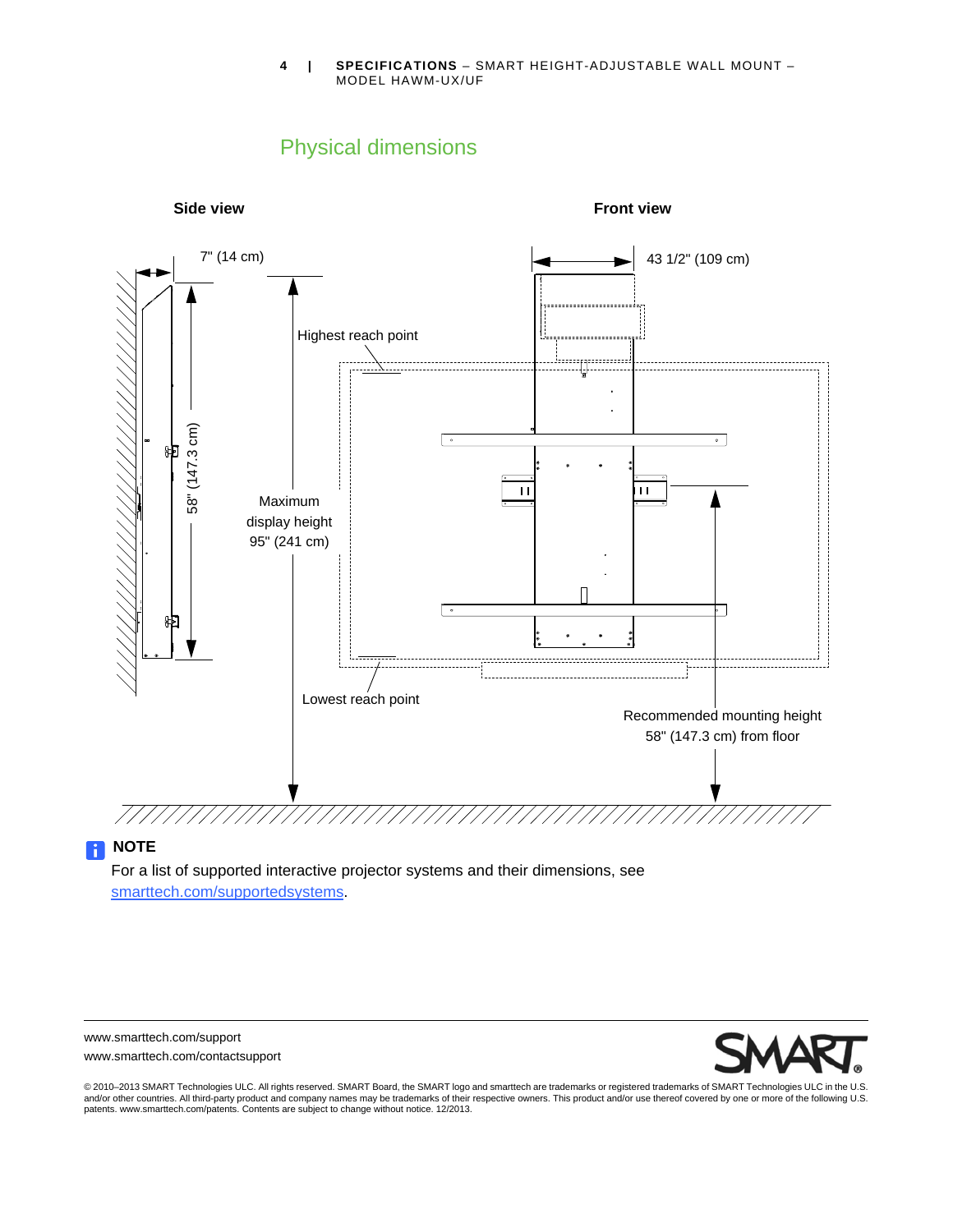## Physical dimensions

Side view

Front view

7" (14 cm)

58" (147.3 cm)

43 1/2" (109 cm)

Highest reach point

Maximum display height 95" (241 cm)

Lowest reach point

Recommended mounting height 58" (147.3 cm) from floor

**NOTE**

For a list of supported interactive projector systems and their dimensions, see smarttech.com/supportedsystems.

www.smarttech.com/support
www.smarttech.com/contactsupport

© 2010–2013 SMART Technologies ULC. All rights reserved. SMART Board, the SMART logo and smarttech are trademarks or registered trademarks of SMART Technologies ULC in the U.S. and/or other countries. All third-party product and company names may be trademarks of their respective owners. This product and/or use thereof covered by one or more of the following U.S. patents. www.smarttech.com/patents. Contents are subject to change without notice. 12/2013.